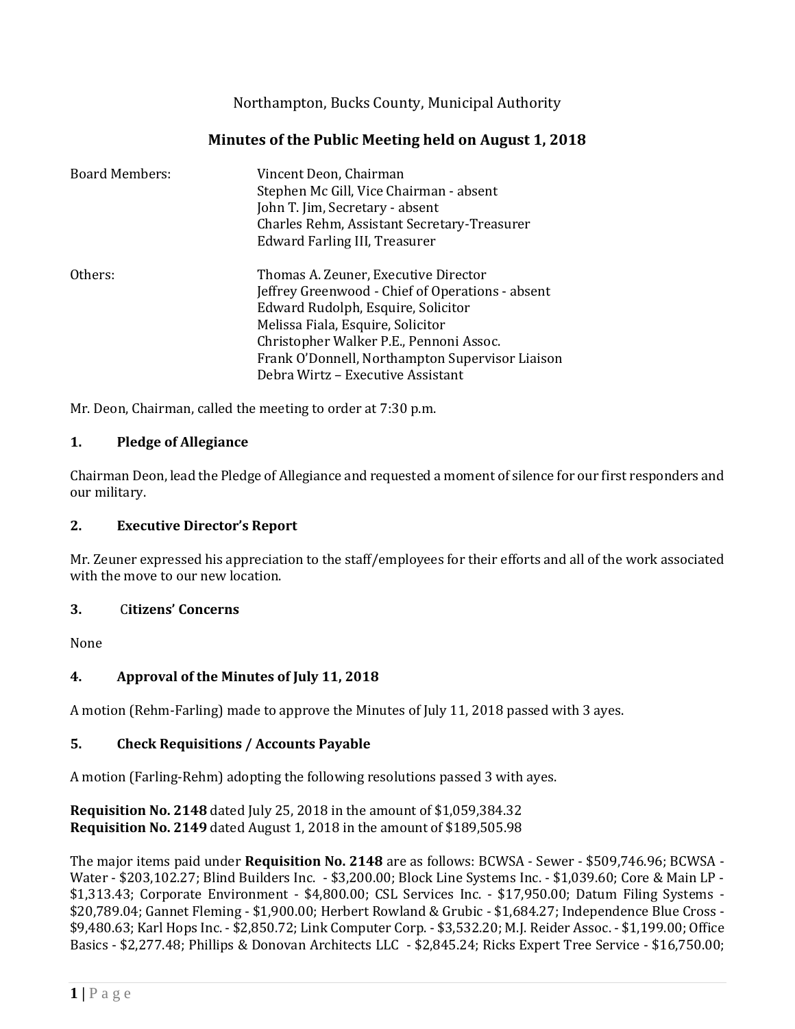Northampton, Bucks County, Municipal Authority

# Minutes of the Public Meeting held on August 1, 2018

| | |
|---|---|
| Board Members: | Vincent Deon, Chairman |
| | Stephen Mc Gill, Vice Chairman - absent |
| | John T. Jim, Secretary - absent |
| | Charles Rehm, Assistant Secretary-Treasurer |
| | Edward Farling III, Treasurer |
| Others: | Thomas A. Zeuner, Executive Director |
| | Jeffrey Greenwood - Chief of Operations - absent |
| | Edward Rudolph, Esquire, Solicitor |
| | Melissa Fiala, Esquire, Solicitor |
| | Christopher Walker P.E., Pennoni Assoc. |
| | Frank O'Donnell, Northampton Supervisor Liaison |
| | Debra Wirtz – Executive Assistant |

Mr. Deon, Chairman, called the meeting to order at 7:30 p.m.

## 1. Pledge of Allegiance

Chairman Deon, lead the Pledge of Allegiance and requested a moment of silence for our first responders and our military.

## 2. Executive Director's Report

Mr. Zeuner expressed his appreciation to the staff/employees for their efforts and all of the work associated with the move to our new location.

## 3. Citizens' Concerns

None

## 4. Approval of the Minutes of July 11, 2018

A motion (Rehm-Farling) made to approve the Minutes of July 11, 2018 passed with 3 ayes.

## 5. Check Requisitions / Accounts Payable

A motion (Farling-Rehm) adopting the following resolutions passed 3 with ayes.

**Requisition No. 2148** dated July 25, 2018 in the amount of $1,059,384.32
**Requisition No. 2149** dated August 1, 2018 in the amount of $189,505.98

The major items paid under **Requisition No. 2148** are as follows: BCWSA - Sewer - $509,746.96; BCWSA - Water - $203,102.27; Blind Builders Inc. - $3,200.00; Block Line Systems Inc. - $1,039.60; Core & Main LP - $1,313.43; Corporate Environment - $4,800.00; CSL Services Inc. - $17,950.00; Datum Filing Systems - $20,789.04; Gannet Fleming - $1,900.00; Herbert Rowland & Grubic - $1,684.27; Independence Blue Cross - $9,480.63; Karl Hops Inc. - $2,850.72; Link Computer Corp. - $3,532.20; M.J. Reider Assoc. - $1,199.00; Office Basics - $2,277.48; Phillips & Donovan Architects LLC - $2,845.24; Ricks Expert Tree Service - $16,750.00;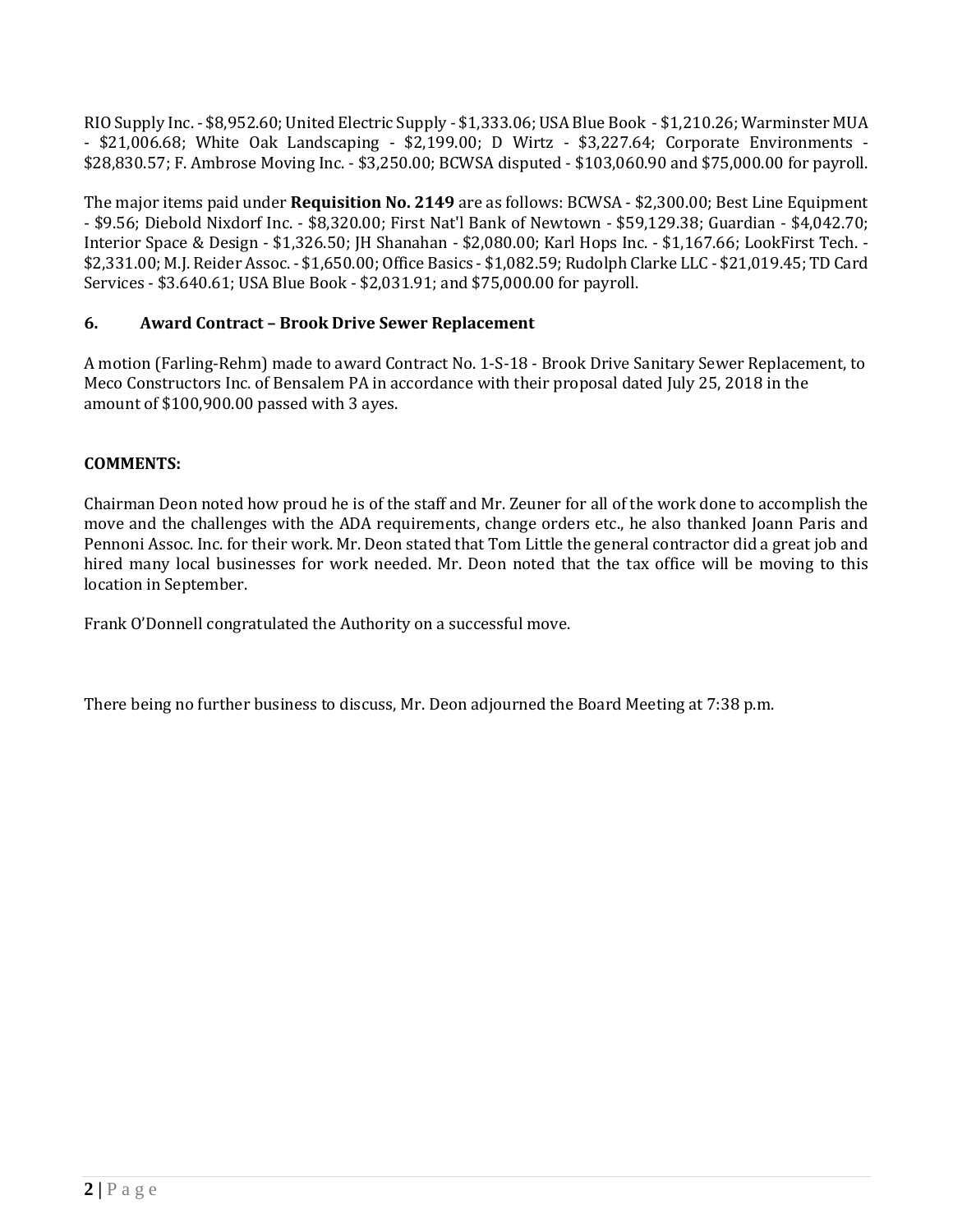RIO Supply Inc. - $8,952.60; United Electric Supply - $1,333.06; USA Blue Book - $1,210.26; Warminster MUA - $21,006.68; White Oak Landscaping - $2,199.00; D Wirtz - $3,227.64; Corporate Environments - $28,830.57; F. Ambrose Moving Inc. - $3,250.00; BCWSA disputed - $103,060.90 and $75,000.00 for payroll.

The major items paid under **Requisition No. 2149** are as follows: BCWSA - $2,300.00; Best Line Equipment - $9.56; Diebold Nixdorf Inc. - $8,320.00; First Nat'l Bank of Newtown - $59,129.38; Guardian - $4,042.70; Interior Space & Design - $1,326.50; JH Shanahan - $2,080.00; Karl Hops Inc. - $1,167.66; LookFirst Tech. - $2,331.00; M.J. Reider Assoc. - $1,650.00; Office Basics - $1,082.59; Rudolph Clarke LLC - $21,019.45; TD Card Services - $3.640.61; USA Blue Book - $2,031.91; and $75,000.00 for payroll.

**6. Award Contract – Brook Drive Sewer Replacement**

A motion (Farling-Rehm) made to award Contract No. 1-S-18 - Brook Drive Sanitary Sewer Replacement, to Meco Constructors Inc. of Bensalem PA in accordance with their proposal dated July 25, 2018 in the amount of $100,900.00 passed with 3 ayes.

**COMMENTS:**

Chairman Deon noted how proud he is of the staff and Mr. Zeuner for all of the work done to accomplish the move and the challenges with the ADA requirements, change orders etc., he also thanked Joann Paris and Pennoni Assoc. Inc. for their work. Mr. Deon stated that Tom Little the general contractor did a great job and hired many local businesses for work needed. Mr. Deon noted that the tax office will be moving to this location in September.

Frank O'Donnell congratulated the Authority on a successful move.

There being no further business to discuss, Mr. Deon adjourned the Board Meeting at 7:38 p.m.